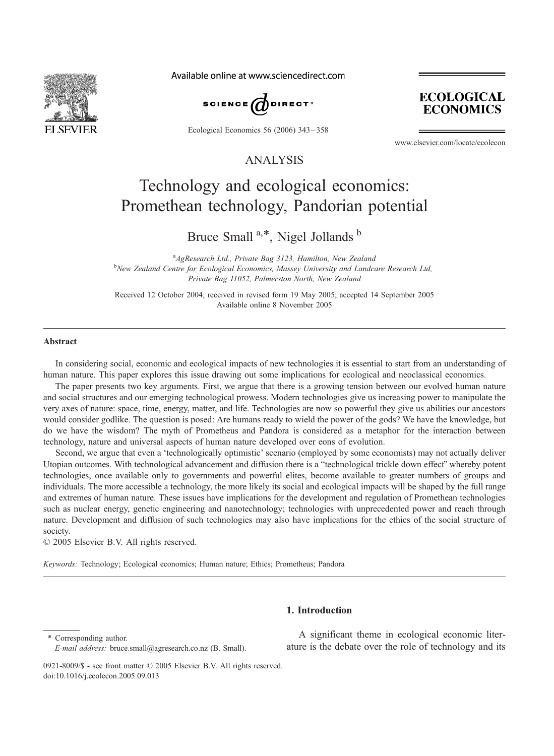ANALYSIS

# Technology and ecological economics: Promethean technology, Pandorian potential

Bruce Small [a,*], Nigel Jollands [b]

[a] *AgResearch Ltd., Private Bag 3123, Hamilton, New Zealand*
[b] *New Zealand Centre for Ecological Economics, Massey University and Landcare Research Ltd, Private Bag 11052, Palmerston North, New Zealand*

Received 12 October 2004; received in revised form 19 May 2005; accepted 14 September 2005
Available online 8 November 2005

## Abstract

In considering social, economic and ecological impacts of new technologies it is essential to start from an understanding of human nature. This paper explores this issue drawing out some implications for ecological and neoclassical economics.

The paper presents two key arguments. First, we argue that there is a growing tension between our evolved human nature and social structures and our emerging technological prowess. Modern technologies give us increasing power to manipulate the very axes of nature: space, time, energy, matter, and life. Technologies are now so powerful they give us abilities our ancestors would consider godlike. The question is posed: Are humans ready to wield the power of the gods? We have the knowledge, but do we have the wisdom? The myth of Prometheus and Pandora is considered as a metaphor for the interaction between technology, nature and universal aspects of human nature developed over eons of evolution.

Second, we argue that even a 'technologically optimistic' scenario (employed by some economists) may not actually deliver Utopian outcomes. With technological advancement and diffusion there is a "technological trickle down effect" whereby potent technologies, once available only to governments and powerful elites, become available to greater numbers of groups and individuals. The more accessible a technology, the more likely its social and ecological impacts will be shaped by the full range and extremes of human nature. These issues have implications for the development and regulation of Promethean technologies such as nuclear energy, genetic engineering and nanotechnology; technologies with unprecedented power and reach through nature. Development and diffusion of such technologies may also have implications for the ethics of the social structure of society.

© 2005 Elsevier B.V. All rights reserved.

*Keywords:* Technology; Ecological economics; Human nature; Ethics; Prometheus; Pandora

## 1. Introduction

A significant theme in ecological economic literature is the debate over the role of technology and its

\* Corresponding author.
*E-mail address:* bruce.small@agresearch.co.nz (B. Small).

0921-8009/$ - see front matter © 2005 Elsevier B.V. All rights reserved.
doi:10.1016/j.ecolecon.2005.09.013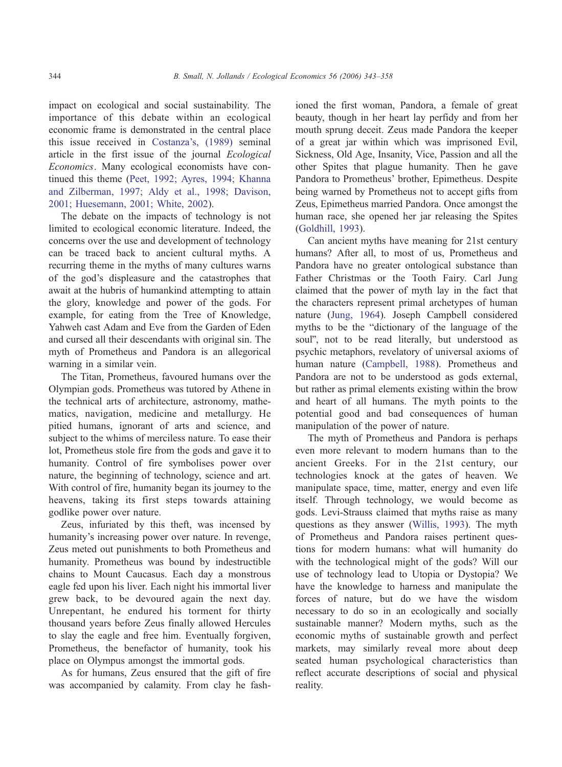impact on ecological and social sustainability. The importance of this debate within an ecological economic frame is demonstrated in the central place this issue received in Costanza's, (1989) seminal article in the first issue of the journal *Ecological Economics*. Many ecological economists have continued this theme (Peet, 1992; Ayres, 1994; Khanna and Zilberman, 1997; Aldy et al., 1998; Davison, 2001; Huesemann, 2001; White, 2002).

The debate on the impacts of technology is not limited to ecological economic literature. Indeed, the concerns over the use and development of technology can be traced back to ancient cultural myths. A recurring theme in the myths of many cultures warns of the god's displeasure and the catastrophes that await at the hubris of humankind attempting to attain the glory, knowledge and power of the gods. For example, for eating from the Tree of Knowledge, Yahweh cast Adam and Eve from the Garden of Eden and cursed all their descendants with original sin. The myth of Prometheus and Pandora is an allegorical warning in a similar vein.

The Titan, Prometheus, favoured humans over the Olympian gods. Prometheus was tutored by Athene in the technical arts of architecture, astronomy, mathematics, navigation, medicine and metallurgy. He pitied humans, ignorant of arts and science, and subject to the whims of merciless nature. To ease their lot, Prometheus stole fire from the gods and gave it to humanity. Control of fire symbolises power over nature, the beginning of technology, science and art. With control of fire, humanity began its journey to the heavens, taking its first steps towards attaining godlike power over nature.

Zeus, infuriated by this theft, was incensed by humanity's increasing power over nature. In revenge, Zeus meted out punishments to both Prometheus and humanity. Prometheus was bound by indestructible chains to Mount Caucasus. Each day a monstrous eagle fed upon his liver. Each night his immortal liver grew back, to be devoured again the next day. Unrepentant, he endured his torment for thirty thousand years before Zeus finally allowed Hercules to slay the eagle and free him. Eventually forgiven, Prometheus, the benefactor of humanity, took his place on Olympus amongst the immortal gods.

As for humans, Zeus ensured that the gift of fire was accompanied by calamity. From clay he fashioned the first woman, Pandora, a female of great beauty, though in her heart lay perfidy and from her mouth sprung deceit. Zeus made Pandora the keeper of a great jar within which was imprisoned Evil, Sickness, Old Age, Insanity, Vice, Passion and all the other Spites that plague humanity. Then he gave Pandora to Prometheus' brother, Epimetheus. Despite being warned by Prometheus not to accept gifts from Zeus, Epimetheus married Pandora. Once amongst the human race, she opened her jar releasing the Spites (Goldhill, 1993).

Can ancient myths have meaning for 21st century humans? After all, to most of us, Prometheus and Pandora have no greater ontological substance than Father Christmas or the Tooth Fairy. Carl Jung claimed that the power of myth lay in the fact that the characters represent primal archetypes of human nature (Jung, 1964). Joseph Campbell considered myths to be the "dictionary of the language of the soul", not to be read literally, but understood as psychic metaphors, revelatory of universal axioms of human nature (Campbell, 1988). Prometheus and Pandora are not to be understood as gods external, but rather as primal elements existing within the brow and heart of all humans. The myth points to the potential good and bad consequences of human manipulation of the power of nature.

The myth of Prometheus and Pandora is perhaps even more relevant to modern humans than to the ancient Greeks. For in the 21st century, our technologies knock at the gates of heaven. We manipulate space, time, matter, energy and even life itself. Through technology, we would become as gods. Levi-Strauss claimed that myths raise as many questions as they answer (Willis, 1993). The myth of Prometheus and Pandora raises pertinent questions for modern humans: what will humanity do with the technological might of the gods? Will our use of technology lead to Utopia or Dystopia? We have the knowledge to harness and manipulate the forces of nature, but do we have the wisdom necessary to do so in an ecologically and socially sustainable manner? Modern myths, such as the economic myths of sustainable growth and perfect markets, may similarly reveal more about deep seated human psychological characteristics than reflect accurate descriptions of social and physical reality.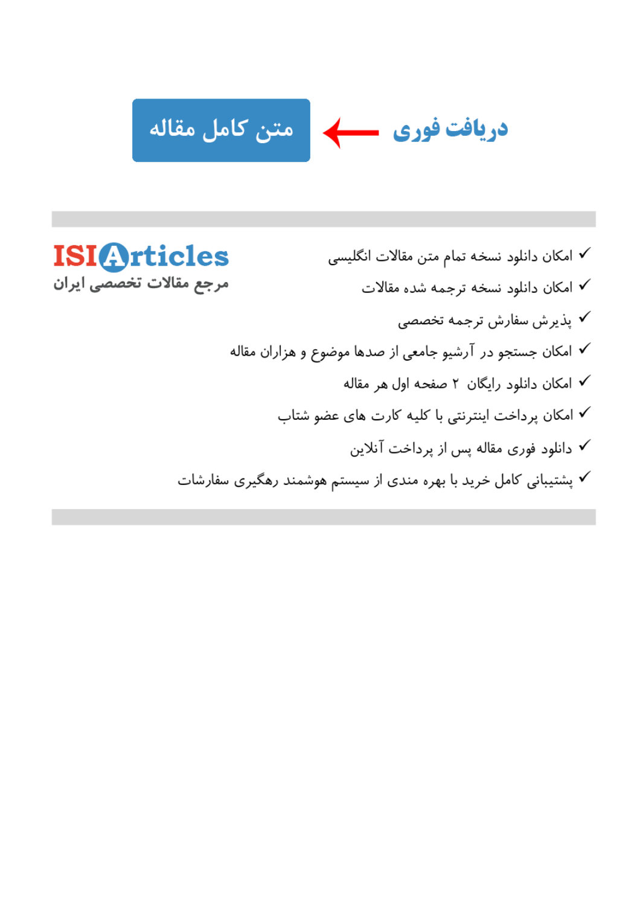دریافت فوری ← متن کامل مقاله

**ISIArticles**
مرجع مقالات تخصصی ایران

- ✓ امکان دانلود نسخه تمام متن مقالات انگلیسی
- ✓ امکان دانلود نسخه ترجمه شده مقالات
- ✓ پذیرش سفارش ترجمه تخصصی
- ✓ امکان جستجو در آرشیو جامعی از صدها موضوع و هزاران مقاله
- ✓ امکان دانلود رایگان ۲ صفحه اول هر مقاله
- ✓ امکان پرداخت اینترنتی با کلیه کارت های عضو شتاب
- ✓ دانلود فوری مقاله پس از پرداخت آنلاین
- ✓ پشتیبانی کامل خرید با بهره مندی از سیستم هوشمند رهگیری سفارشات